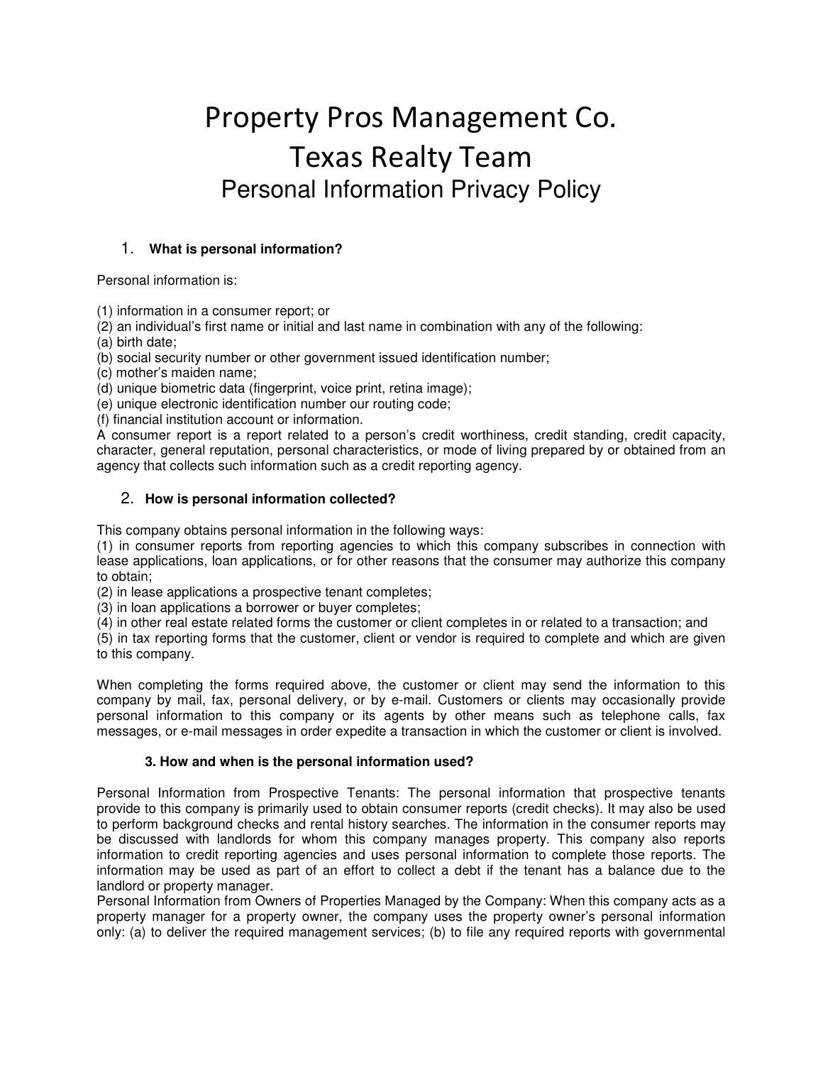# Property Pros Management Co.
# Texas Realty Team
## Personal Information Privacy Policy

### 1. What is personal information?

Personal information is:

(1) information in a consumer report; or
(2) an individual's first name or initial and last name in combination with any of the following:
(a) birth date;
(b) social security number or other government issued identification number;
(c) mother's maiden name;
(d) unique biometric data (fingerprint, voice print, retina image);
(e) unique electronic identification number our routing code;
(f) financial institution account or information.
A consumer report is a report related to a person's credit worthiness, credit standing, credit capacity, character, general reputation, personal characteristics, or mode of living prepared by or obtained from an agency that collects such information such as a credit reporting agency.

### 2. How is personal information collected?

This company obtains personal information in the following ways:
(1) in consumer reports from reporting agencies to which this company subscribes in connection with lease applications, loan applications, or for other reasons that the consumer may authorize this company to obtain;
(2) in lease applications a prospective tenant completes;
(3) in loan applications a borrower or buyer completes;
(4) in other real estate related forms the customer or client completes in or related to a transaction; and
(5) in tax reporting forms that the customer, client or vendor is required to complete and which are given to this company.

When completing the forms required above, the customer or client may send the information to this company by mail, fax, personal delivery, or by e-mail. Customers or clients may occasionally provide personal information to this company or its agents by other means such as telephone calls, fax messages, or e-mail messages in order expedite a transaction in which the customer or client is involved.

### 3. How and when is the personal information used?

Personal Information from Prospective Tenants: The personal information that prospective tenants provide to this company is primarily used to obtain consumer reports (credit checks). It may also be used to perform background checks and rental history searches. The information in the consumer reports may be discussed with landlords for whom this company manages property. This company also reports information to credit reporting agencies and uses personal information to complete those reports. The information may be used as part of an effort to collect a debt if the tenant has a balance due to the landlord or property manager.
Personal Information from Owners of Properties Managed by the Company: When this company acts as a property manager for a property owner, the company uses the property owner's personal information only: (a) to deliver the required management services; (b) to file any required reports with governmental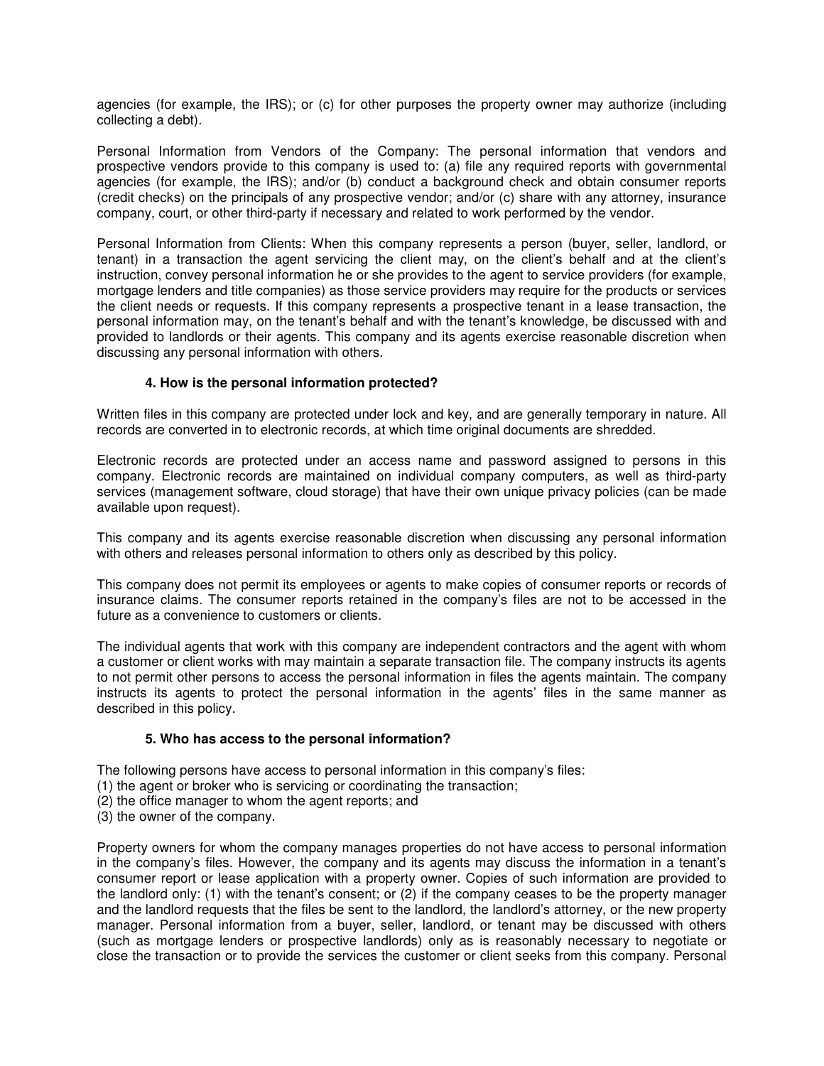agencies (for example, the IRS); or (c) for other purposes the property owner may authorize (including collecting a debt).

Personal Information from Vendors of the Company: The personal information that vendors and prospective vendors provide to this company is used to: (a) file any required reports with governmental agencies (for example, the IRS); and/or (b) conduct a background check and obtain consumer reports (credit checks) on the principals of any prospective vendor; and/or (c) share with any attorney, insurance company, court, or other third-party if necessary and related to work performed by the vendor.

Personal Information from Clients: When this company represents a person (buyer, seller, landlord, or tenant) in a transaction the agent servicing the client may, on the client's behalf and at the client's instruction, convey personal information he or she provides to the agent to service providers (for example, mortgage lenders and title companies) as those service providers may require for the products or services the client needs or requests. If this company represents a prospective tenant in a lease transaction, the personal information may, on the tenant's behalf and with the tenant's knowledge, be discussed with and provided to landlords or their agents. This company and its agents exercise reasonable discretion when discussing any personal information with others.

### 4. How is the personal information protected?

Written files in this company are protected under lock and key, and are generally temporary in nature. All records are converted in to electronic records, at which time original documents are shredded.

Electronic records are protected under an access name and password assigned to persons in this company. Electronic records are maintained on individual company computers, as well as third-party services (management software, cloud storage) that have their own unique privacy policies (can be made available upon request).

This company and its agents exercise reasonable discretion when discussing any personal information with others and releases personal information to others only as described by this policy.

This company does not permit its employees or agents to make copies of consumer reports or records of insurance claims. The consumer reports retained in the company's files are not to be accessed in the future as a convenience to customers or clients.

The individual agents that work with this company are independent contractors and the agent with whom a customer or client works with may maintain a separate transaction file. The company instructs its agents to not permit other persons to access the personal information in files the agents maintain. The company instructs its agents to protect the personal information in the agents' files in the same manner as described in this policy.

### 5. Who has access to the personal information?

The following persons have access to personal information in this company's files:
(1) the agent or broker who is servicing or coordinating the transaction;
(2) the office manager to whom the agent reports; and
(3) the owner of the company.

Property owners for whom the company manages properties do not have access to personal information in the company's files. However, the company and its agents may discuss the information in a tenant's consumer report or lease application with a property owner. Copies of such information are provided to the landlord only: (1) with the tenant's consent; or (2) if the company ceases to be the property manager and the landlord requests that the files be sent to the landlord, the landlord's attorney, or the new property manager. Personal information from a buyer, seller, landlord, or tenant may be discussed with others (such as mortgage lenders or prospective landlords) only as is reasonably necessary to negotiate or close the transaction or to provide the services the customer or client seeks from this company. Personal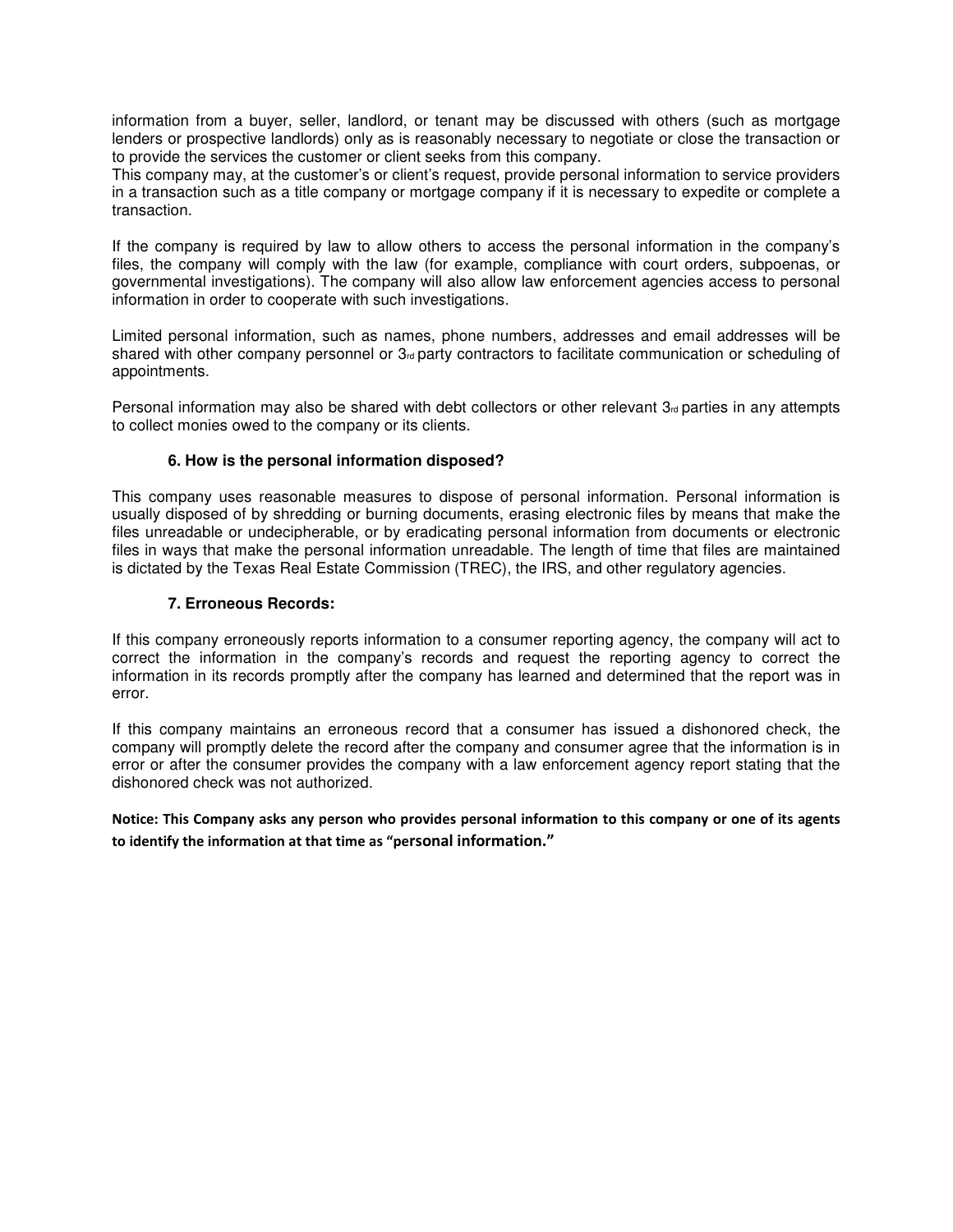information from a buyer, seller, landlord, or tenant may be discussed with others (such as mortgage lenders or prospective landlords) only as is reasonably necessary to negotiate or close the transaction or to provide the services the customer or client seeks from this company.
This company may, at the customer's or client's request, provide personal information to service providers in a transaction such as a title company or mortgage company if it is necessary to expedite or complete a transaction.

If the company is required by law to allow others to access the personal information in the company's files, the company will comply with the law (for example, compliance with court orders, subpoenas, or governmental investigations). The company will also allow law enforcement agencies access to personal information in order to cooperate with such investigations.

Limited personal information, such as names, phone numbers, addresses and email addresses will be shared with other company personnel or 3rd party contractors to facilitate communication or scheduling of appointments.

Personal information may also be shared with debt collectors or other relevant 3rd parties in any attempts to collect monies owed to the company or its clients.

### 6. How is the personal information disposed?

This company uses reasonable measures to dispose of personal information. Personal information is usually disposed of by shredding or burning documents, erasing electronic files by means that make the files unreadable or undecipherable, or by eradicating personal information from documents or electronic files in ways that make the personal information unreadable. The length of time that files are maintained is dictated by the Texas Real Estate Commission (TREC), the IRS, and other regulatory agencies.

### 7. Erroneous Records:

If this company erroneously reports information to a consumer reporting agency, the company will act to correct the information in the company's records and request the reporting agency to correct the information in its records promptly after the company has learned and determined that the report was in error.

If this company maintains an erroneous record that a consumer has issued a dishonored check, the company will promptly delete the record after the company and consumer agree that the information is in error or after the consumer provides the company with a law enforcement agency report stating that the dishonored check was not authorized.

**Notice: This Company asks any person who provides personal information to this company or one of its agents to identify the information at that time as "personal information."**